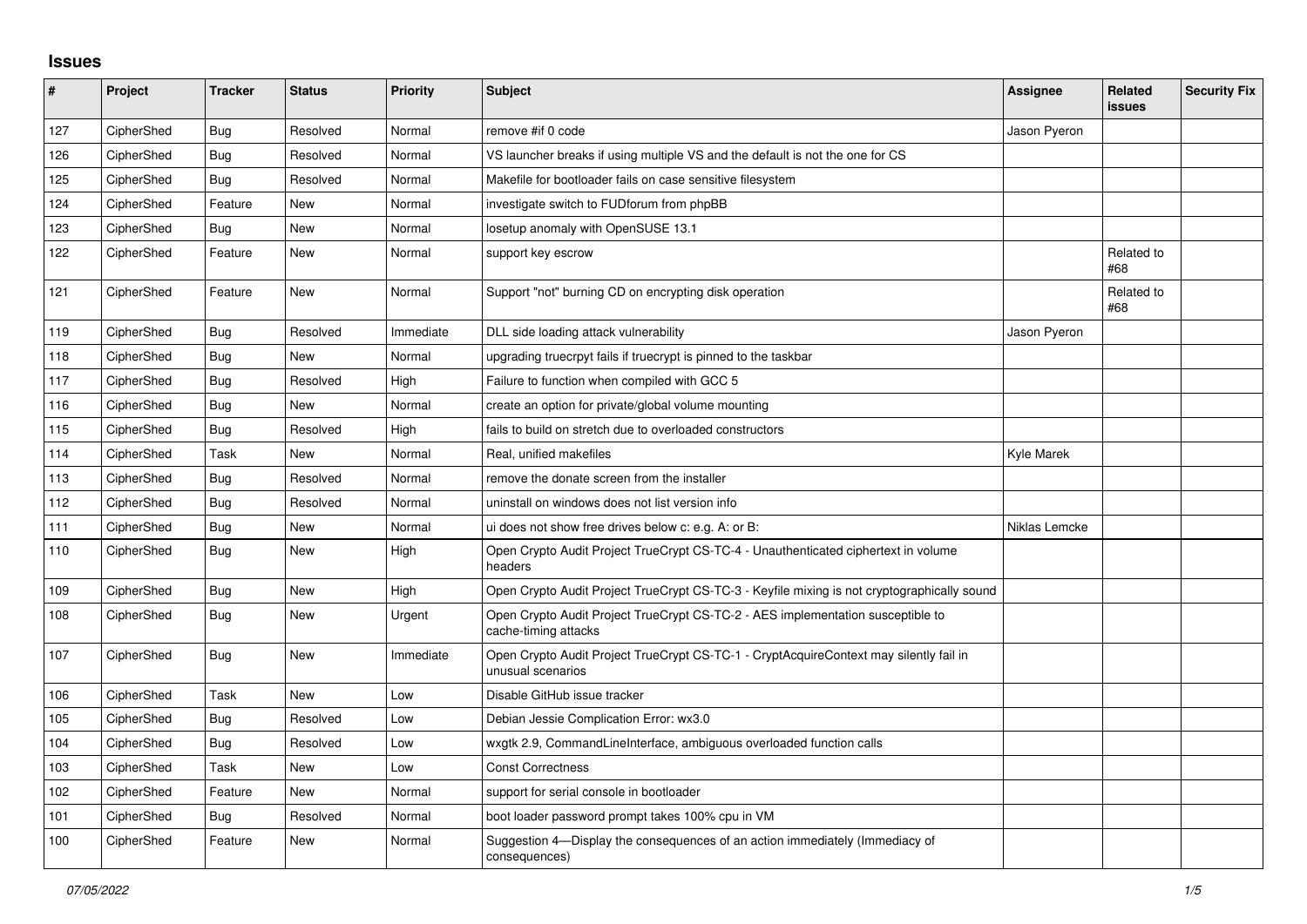## Issues

| # | Project | Tracker | Status | Priority | Subject | Assignee | Related issues | Security Fix |
|---|---|---|---|---|---|---|---|---|
| 127 | CipherShed | Bug | Resolved | Normal | remove #if 0 code | Jason Pyeron | | |
| 126 | CipherShed | Bug | Resolved | Normal | VS launcher breaks if using multiple VS and the default is not the one for CS | | | |
| 125 | CipherShed | Bug | Resolved | Normal | Makefile for bootloader fails on case sensitive filesystem | | | |
| 124 | CipherShed | Feature | New | Normal | investigate switch to FUDforum from phpBB | | | |
| 123 | CipherShed | Bug | New | Normal | losetup anomaly with OpenSUSE 13.1 | | | |
| 122 | CipherShed | Feature | New | Normal | support key escrow | | Related to #68 | |
| 121 | CipherShed | Feature | New | Normal | Support "not" burning CD on encrypting disk operation | | Related to #68 | |
| 119 | CipherShed | Bug | Resolved | Immediate | DLL side loading attack vulnerability | Jason Pyeron | | |
| 118 | CipherShed | Bug | New | Normal | upgrading truecrpyt fails if truecrypt is pinned to the taskbar | | | |
| 117 | CipherShed | Bug | Resolved | High | Failure to function when compiled with GCC 5 | | | |
| 116 | CipherShed | Bug | New | Normal | create an option for private/global volume mounting | | | |
| 115 | CipherShed | Bug | Resolved | High | fails to build on stretch due to overloaded constructors | | | |
| 114 | CipherShed | Task | New | Normal | Real, unified makefiles | Kyle Marek | | |
| 113 | CipherShed | Bug | Resolved | Normal | remove the donate screen from the installer | | | |
| 112 | CipherShed | Bug | Resolved | Normal | uninstall on windows does not list version info | | | |
| 111 | CipherShed | Bug | New | Normal | ui does not show free drives below c: e.g. A: or B: | Niklas Lemcke | | |
| 110 | CipherShed | Bug | New | High | Open Crypto Audit Project TrueCrypt CS-TC-4 - Unauthenticated ciphertext in volume headers | | | |
| 109 | CipherShed | Bug | New | High | Open Crypto Audit Project TrueCrypt CS-TC-3 - Keyfile mixing is not cryptographically sound | | | |
| 108 | CipherShed | Bug | New | Urgent | Open Crypto Audit Project TrueCrypt CS-TC-2 - AES implementation susceptible to cache-timing attacks | | | |
| 107 | CipherShed | Bug | New | Immediate | Open Crypto Audit Project TrueCrypt CS-TC-1 - CryptAcquireContext may silently fail in unusual scenarios | | | |
| 106 | CipherShed | Task | New | Low | Disable GitHub issue tracker | | | |
| 105 | CipherShed | Bug | Resolved | Low | Debian Jessie Complication Error: wx3.0 | | | |
| 104 | CipherShed | Bug | Resolved | Low | wxgtk 2.9, CommandLineInterface, ambiguous overloaded function calls | | | |
| 103 | CipherShed | Task | New | Low | Const Correctness | | | |
| 102 | CipherShed | Feature | New | Normal | support for serial console in bootloader | | | |
| 101 | CipherShed | Bug | Resolved | Normal | boot loader password prompt takes 100% cpu in VM | | | |
| 100 | CipherShed | Feature | New | Normal | Suggestion 4—Display the consequences of an action immediately (Immediacy of consequences) | | | |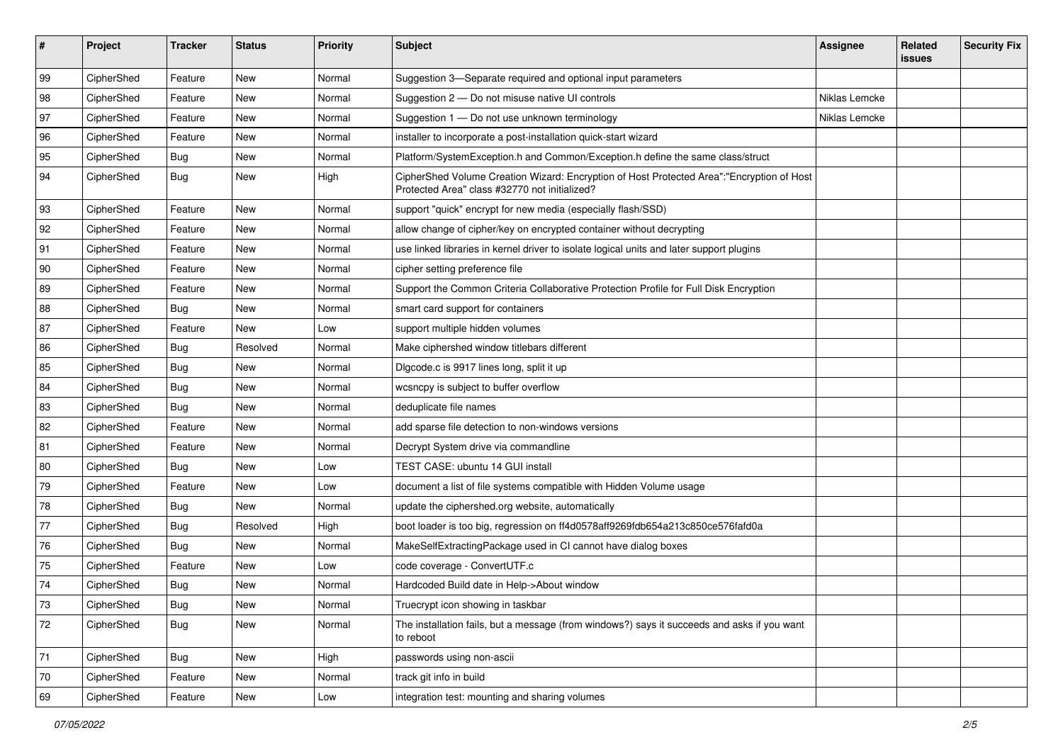| # | Project | Tracker | Status | Priority | Subject | Assignee | Related issues | Security Fix |
|---|---|---|---|---|---|---|---|---|
| 99 | CipherShed | Feature | New | Normal | Suggestion 3—Separate required and optional input parameters | | | |
| 98 | CipherShed | Feature | New | Normal | Suggestion 2 — Do not misuse native UI controls | Niklas Lemcke | | |
| 97 | CipherShed | Feature | New | Normal | Suggestion 1 — Do not use unknown terminology | Niklas Lemcke | | |
| 96 | CipherShed | Feature | New | Normal | installer to incorporate a post-installation quick-start wizard | | | |
| 95 | CipherShed | Bug | New | Normal | Platform/SystemException.h and Common/Exception.h define the same class/struct | | | |
| 94 | CipherShed | Bug | New | High | CipherShed Volume Creation Wizard: Encryption of Host Protected Area":"Encryption of Host Protected Area" class #32770 not initialized? | | | |
| 93 | CipherShed | Feature | New | Normal | support "quick" encrypt for new media (especially flash/SSD) | | | |
| 92 | CipherShed | Feature | New | Normal | allow change of cipher/key on encrypted container without decrypting | | | |
| 91 | CipherShed | Feature | New | Normal | use linked libraries in kernel driver to isolate logical units and later support plugins | | | |
| 90 | CipherShed | Feature | New | Normal | cipher setting preference file | | | |
| 89 | CipherShed | Feature | New | Normal | Support the Common Criteria Collaborative Protection Profile for Full Disk Encryption | | | |
| 88 | CipherShed | Bug | New | Normal | smart card support for containers | | | |
| 87 | CipherShed | Feature | New | Low | support multiple hidden volumes | | | |
| 86 | CipherShed | Bug | Resolved | Normal | Make ciphershed window titlebars different | | | |
| 85 | CipherShed | Bug | New | Normal | Dlgcode.c is 9917 lines long, split it up | | | |
| 84 | CipherShed | Bug | New | Normal | wcsncpy is subject to buffer overflow | | | |
| 83 | CipherShed | Bug | New | Normal | deduplicate file names | | | |
| 82 | CipherShed | Feature | New | Normal | add sparse file detection to non-windows versions | | | |
| 81 | CipherShed | Feature | New | Normal | Decrypt System drive via commandline | | | |
| 80 | CipherShed | Bug | New | Low | TEST CASE: ubuntu 14 GUI install | | | |
| 79 | CipherShed | Feature | New | Low | document a list of file systems compatible with Hidden Volume usage | | | |
| 78 | CipherShed | Bug | New | Normal | update the ciphershed.org website, automatically | | | |
| 77 | CipherShed | Bug | Resolved | High | boot loader is too big, regression on ff4d0578aff9269fdb654a213c850ce576fafd0a | | | |
| 76 | CipherShed | Bug | New | Normal | MakeSelfExtractingPackage used in CI cannot have dialog boxes | | | |
| 75 | CipherShed | Feature | New | Low | code coverage - ConvertUTF.c | | | |
| 74 | CipherShed | Bug | New | Normal | Hardcoded Build date in Help->About window | | | |
| 73 | CipherShed | Bug | New | Normal | Truecrypt icon showing in taskbar | | | |
| 72 | CipherShed | Bug | New | Normal | The installation fails, but a message (from windows?) says it succeeds and asks if you want to reboot | | | |
| 71 | CipherShed | Bug | New | High | passwords using non-ascii | | | |
| 70 | CipherShed | Feature | New | Normal | track git info in build | | | |
| 69 | CipherShed | Feature | New | Low | integration test: mounting and sharing volumes | | | |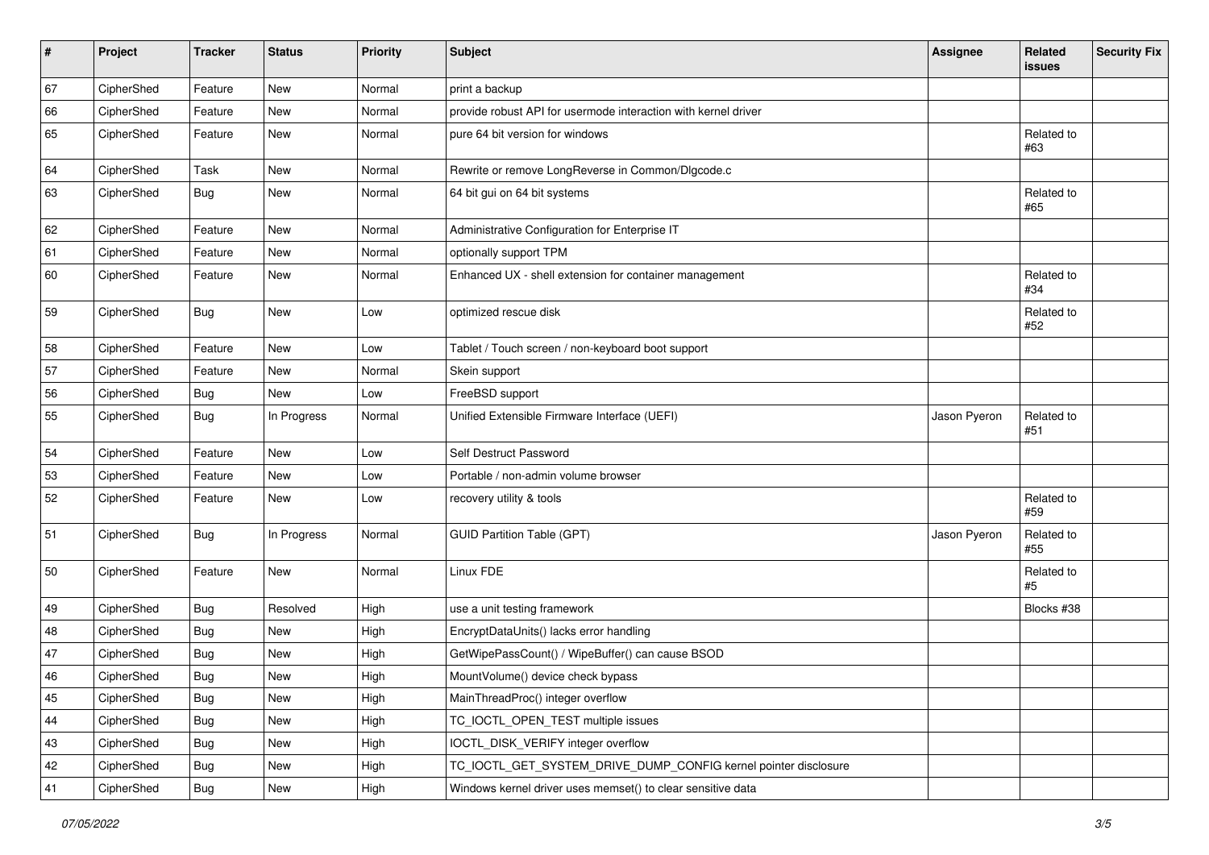| # | Project | Tracker | Status | Priority | Subject | Assignee | Related issues | Security Fix |
|---|---|---|---|---|---|---|---|---|
| 67 | CipherShed | Feature | New | Normal | print a backup | | | |
| 66 | CipherShed | Feature | New | Normal | provide robust API for usermode interaction with kernel driver | | | |
| 65 | CipherShed | Feature | New | Normal | pure 64 bit version for windows | | Related to #63 | |
| 64 | CipherShed | Task | New | Normal | Rewrite or remove LongReverse in Common/Dlgcode.c | | | |
| 63 | CipherShed | Bug | New | Normal | 64 bit gui on 64 bit systems | | Related to #65 | |
| 62 | CipherShed | Feature | New | Normal | Administrative Configuration for Enterprise IT | | | |
| 61 | CipherShed | Feature | New | Normal | optionally support TPM | | | |
| 60 | CipherShed | Feature | New | Normal | Enhanced UX - shell extension for container management | | Related to #34 | |
| 59 | CipherShed | Bug | New | Low | optimized rescue disk | | Related to #52 | |
| 58 | CipherShed | Feature | New | Low | Tablet / Touch screen / non-keyboard boot support | | | |
| 57 | CipherShed | Feature | New | Normal | Skein support | | | |
| 56 | CipherShed | Bug | New | Low | FreeBSD support | | | |
| 55 | CipherShed | Bug | In Progress | Normal | Unified Extensible Firmware Interface (UEFI) | Jason Pyeron | Related to #51 | |
| 54 | CipherShed | Feature | New | Low | Self Destruct Password | | | |
| 53 | CipherShed | Feature | New | Low | Portable / non-admin volume browser | | | |
| 52 | CipherShed | Feature | New | Low | recovery utility & tools | | Related to #59 | |
| 51 | CipherShed | Bug | In Progress | Normal | GUID Partition Table (GPT) | Jason Pyeron | Related to #55 | |
| 50 | CipherShed | Feature | New | Normal | Linux FDE | | Related to #5 | |
| 49 | CipherShed | Bug | Resolved | High | use a unit testing framework | | Blocks #38 | |
| 48 | CipherShed | Bug | New | High | EncryptDataUnits() lacks error handling | | | |
| 47 | CipherShed | Bug | New | High | GetWipePassCount() / WipeBuffer() can cause BSOD | | | |
| 46 | CipherShed | Bug | New | High | MountVolume() device check bypass | | | |
| 45 | CipherShed | Bug | New | High | MainThreadProc() integer overflow | | | |
| 44 | CipherShed | Bug | New | High | TC_IOCTL_OPEN_TEST multiple issues | | | |
| 43 | CipherShed | Bug | New | High | IOCTL_DISK_VERIFY integer overflow | | | |
| 42 | CipherShed | Bug | New | High | TC_IOCTL_GET_SYSTEM_DRIVE_DUMP_CONFIG kernel pointer disclosure | | | |
| 41 | CipherShed | Bug | New | High | Windows kernel driver uses memset() to clear sensitive data | | | |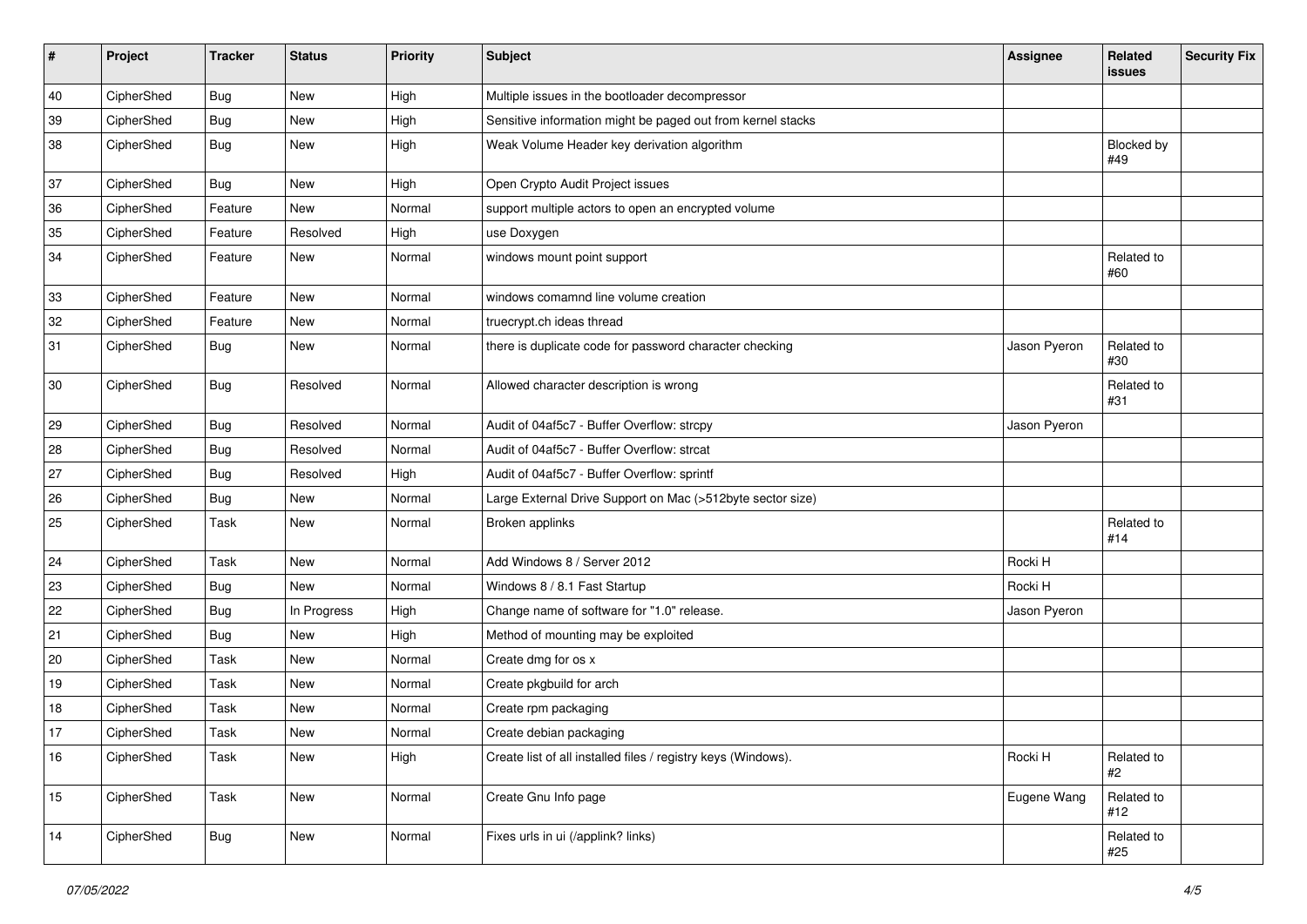| # | Project | Tracker | Status | Priority | Subject | Assignee | Related issues | Security Fix |
|---|---|---|---|---|---|---|---|---|
| 40 | CipherShed | Bug | New | High | Multiple issues in the bootloader decompressor | | | |
| 39 | CipherShed | Bug | New | High | Sensitive information might be paged out from kernel stacks | | | |
| 38 | CipherShed | Bug | New | High | Weak Volume Header key derivation algorithm | | Blocked by #49 | |
| 37 | CipherShed | Bug | New | High | Open Crypto Audit Project issues | | | |
| 36 | CipherShed | Feature | New | Normal | support multiple actors to open an encrypted volume | | | |
| 35 | CipherShed | Feature | Resolved | High | use Doxygen | | | |
| 34 | CipherShed | Feature | New | Normal | windows mount point support | | Related to #60 | |
| 33 | CipherShed | Feature | New | Normal | windows comamnd line volume creation | | | |
| 32 | CipherShed | Feature | New | Normal | truecrypt.ch ideas thread | | | |
| 31 | CipherShed | Bug | New | Normal | there is duplicate code for password character checking | Jason Pyeron | Related to #30 | |
| 30 | CipherShed | Bug | Resolved | Normal | Allowed character description is wrong | | Related to #31 | |
| 29 | CipherShed | Bug | Resolved | Normal | Audit of 04af5c7 - Buffer Overflow: strcpy | Jason Pyeron | | |
| 28 | CipherShed | Bug | Resolved | Normal | Audit of 04af5c7 - Buffer Overflow: strcat | | | |
| 27 | CipherShed | Bug | Resolved | High | Audit of 04af5c7 - Buffer Overflow: sprintf | | | |
| 26 | CipherShed | Bug | New | Normal | Large External Drive Support on Mac (>512byte sector size) | | | |
| 25 | CipherShed | Task | New | Normal | Broken applinks | | Related to #14 | |
| 24 | CipherShed | Task | New | Normal | Add Windows 8 / Server 2012 | Rocki H | | |
| 23 | CipherShed | Bug | New | Normal | Windows 8 / 8.1 Fast Startup | Rocki H | | |
| 22 | CipherShed | Bug | In Progress | High | Change name of software for "1.0" release. | Jason Pyeron | | |
| 21 | CipherShed | Bug | New | High | Method of mounting may be exploited | | | |
| 20 | CipherShed | Task | New | Normal | Create dmg for os x | | | |
| 19 | CipherShed | Task | New | Normal | Create pkgbuild for arch | | | |
| 18 | CipherShed | Task | New | Normal | Create rpm packaging | | | |
| 17 | CipherShed | Task | New | Normal | Create debian packaging | | | |
| 16 | CipherShed | Task | New | High | Create list of all installed files / registry keys (Windows). | Rocki H | Related to #2 | |
| 15 | CipherShed | Task | New | Normal | Create Gnu Info page | Eugene Wang | Related to #12 | |
| 14 | CipherShed | Bug | New | Normal | Fixes urls in ui (/applink? links) | | Related to #25 | |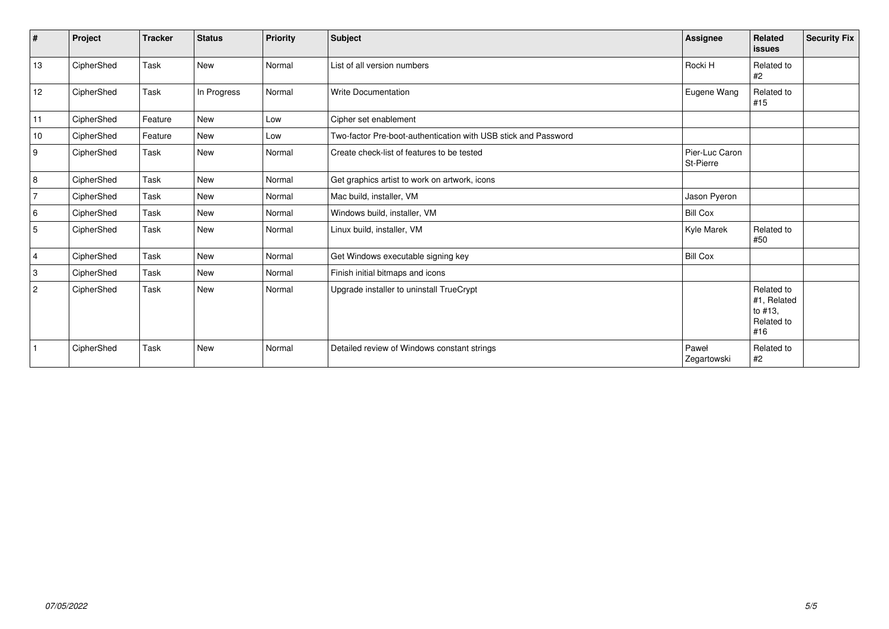| # | Project | Tracker | Status | Priority | Subject | Assignee | Related issues | Security Fix |
|---|---|---|---|---|---|---|---|---|
| 13 | CipherShed | Task | New | Normal | List of all version numbers | Rocki H | Related to #2 | |
| 12 | CipherShed | Task | In Progress | Normal | Write Documentation | Eugene Wang | Related to #15 | |
| 11 | CipherShed | Feature | New | Low | Cipher set enablement | | | |
| 10 | CipherShed | Feature | New | Low | Two-factor Pre-boot-authentication with USB stick and Password | | | |
| 9 | CipherShed | Task | New | Normal | Create check-list of features to be tested | Pier-Luc Caron St-Pierre | | |
| 8 | CipherShed | Task | New | Normal | Get graphics artist to work on artwork, icons | | | |
| 7 | CipherShed | Task | New | Normal | Mac build, installer, VM | Jason Pyeron | | |
| 6 | CipherShed | Task | New | Normal | Windows build, installer, VM | Bill Cox | | |
| 5 | CipherShed | Task | New | Normal | Linux build, installer, VM | Kyle Marek | Related to #50 | |
| 4 | CipherShed | Task | New | Normal | Get Windows executable signing key | Bill Cox | | |
| 3 | CipherShed | Task | New | Normal | Finish initial bitmaps and icons | | | |
| 2 | CipherShed | Task | New | Normal | Upgrade installer to uninstall TrueCrypt | | Related to #1, Related to #13, Related to #16 | |
| 1 | CipherShed | Task | New | Normal | Detailed review of Windows constant strings | Paweł Zegartowski | Related to #2 | |